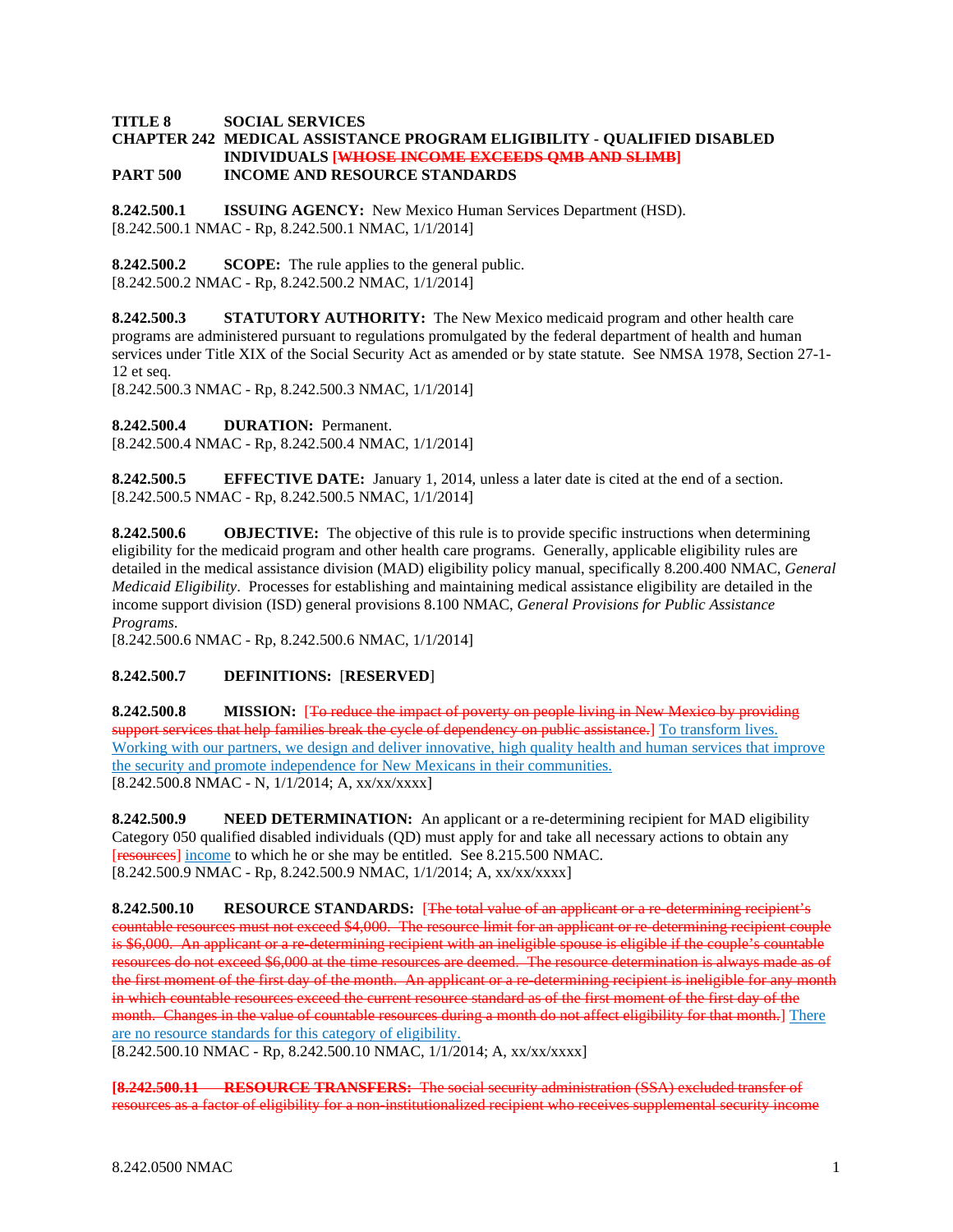**TITLE 8 SOCIAL SERVICES**
**CHAPTER 242 MEDICAL ASSISTANCE PROGRAM ELIGIBILITY - QUALIFIED DISABLED INDIVIDUALS [WHOSE INCOME EXCEEDS QMB AND SLIMB]**
**PART 500 INCOME AND RESOURCE STANDARDS**

**8.242.500.1 ISSUING AGENCY:** New Mexico Human Services Department (HSD).
[8.242.500.1 NMAC - Rp, 8.242.500.1 NMAC, 1/1/2014]

**8.242.500.2 SCOPE:** The rule applies to the general public.
[8.242.500.2 NMAC - Rp, 8.242.500.2 NMAC, 1/1/2014]

**8.242.500.3 STATUTORY AUTHORITY:** The New Mexico medicaid program and other health care programs are administered pursuant to regulations promulgated by the federal department of health and human services under Title XIX of the Social Security Act as amended or by state statute. See NMSA 1978, Section 27-1-12 et seq.
[8.242.500.3 NMAC - Rp, 8.242.500.3 NMAC, 1/1/2014]

**8.242.500.4 DURATION:** Permanent.
[8.242.500.4 NMAC - Rp, 8.242.500.4 NMAC, 1/1/2014]

**8.242.500.5 EFFECTIVE DATE:** January 1, 2014, unless a later date is cited at the end of a section.
[8.242.500.5 NMAC - Rp, 8.242.500.5 NMAC, 1/1/2014]

**8.242.500.6 OBJECTIVE:** The objective of this rule is to provide specific instructions when determining eligibility for the medicaid program and other health care programs. Generally, applicable eligibility rules are detailed in the medical assistance division (MAD) eligibility policy manual, specifically 8.200.400 NMAC, *General Medicaid Eligibility*. Processes for establishing and maintaining medical assistance eligibility are detailed in the income support division (ISD) general provisions 8.100 NMAC, *General Provisions for Public Assistance Programs*.
[8.242.500.6 NMAC - Rp, 8.242.500.6 NMAC, 1/1/2014]

**8.242.500.7 DEFINITIONS:** [**RESERVED**]

**8.242.500.8 MISSION:** [~~To reduce the impact of poverty on people living in New Mexico by providing support services that help families break the cycle of dependency on public assistance.~~] To transform lives. Working with our partners, we design and deliver innovative, high quality health and human services that improve the security and promote independence for New Mexicans in their communities.
[8.242.500.8 NMAC - N, 1/1/2014; A, xx/xx/xxxx]

**8.242.500.9 NEED DETERMINATION:** An applicant or a re-determining recipient for MAD eligibility Category 050 qualified disabled individuals (QD) must apply for and take all necessary actions to obtain any [~~resources~~] income to which he or she may be entitled. See 8.215.500 NMAC.
[8.242.500.9 NMAC - Rp, 8.242.500.9 NMAC, 1/1/2014; A, xx/xx/xxxx]

**8.242.500.10 RESOURCE STANDARDS:** [~~The total value of an applicant or a re-determining recipient's countable resources must not exceed $4,000. The resource limit for an applicant or re-determining recipient couple is $6,000. An applicant or a re-determining recipient with an ineligible spouse is eligible if the couple's countable resources do not exceed $6,000 at the time resources are deemed. The resource determination is always made as of the first moment of the first day of the month. An applicant or a re-determining recipient is ineligible for any month in which countable resources exceed the current resource standard as of the first moment of the first day of the month. Changes in the value of countable resources during a month do not affect eligibility for that month.~~] There are no resource standards for this category of eligibility.
[8.242.500.10 NMAC - Rp, 8.242.500.10 NMAC, 1/1/2014; A, xx/xx/xxxx]

**[~~8.242.500.11 RESOURCE TRANSFERS:~~]** ~~The social security administration (SSA) excluded transfer of resources as a factor of eligibility for a non-institutionalized recipient who receives supplemental security income~~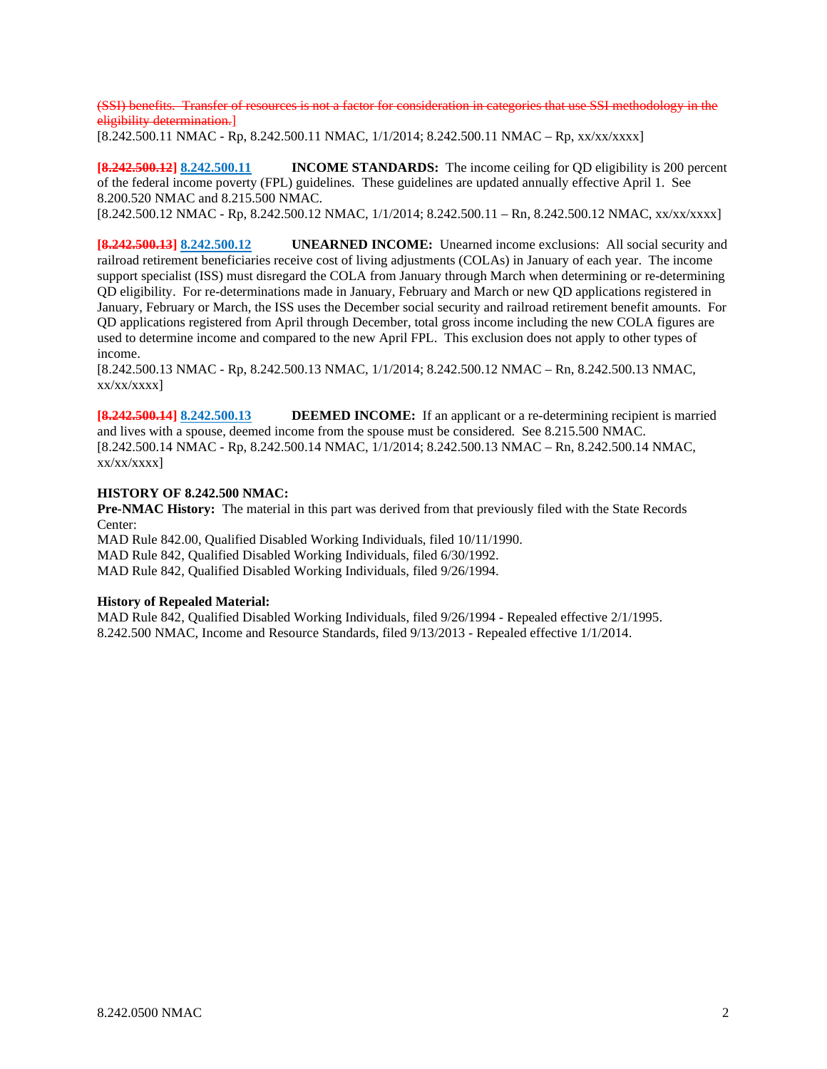~~(SSI) benefits. Transfer of resources is not a factor for consideration in categories that use SSI methodology in the eligibility determination.~~]
[8.242.500.11 NMAC - Rp, 8.242.500.11 NMAC, 1/1/2014; 8.242.500.11 NMAC – Rp, xx/xx/xxxx]

**[~~8.242.500.12~~] 8.242.500.11** **INCOME STANDARDS:** The income ceiling for QD eligibility is 200 percent of the federal income poverty (FPL) guidelines. These guidelines are updated annually effective April 1. See 8.200.520 NMAC and 8.215.500 NMAC.
[8.242.500.12 NMAC - Rp, 8.242.500.12 NMAC, 1/1/2014; 8.242.500.11 – Rn, 8.242.500.12 NMAC, xx/xx/xxxx]

**[~~8.242.500.13~~] 8.242.500.12** **UNEARNED INCOME:** Unearned income exclusions: All social security and railroad retirement beneficiaries receive cost of living adjustments (COLAs) in January of each year. The income support specialist (ISS) must disregard the COLA from January through March when determining or re-determining QD eligibility. For re-determinations made in January, February and March or new QD applications registered in January, February or March, the ISS uses the December social security and railroad retirement benefit amounts. For QD applications registered from April through December, total gross income including the new COLA figures are used to determine income and compared to the new April FPL. This exclusion does not apply to other types of income.
[8.242.500.13 NMAC - Rp, 8.242.500.13 NMAC, 1/1/2014; 8.242.500.12 NMAC – Rn, 8.242.500.13 NMAC, xx/xx/xxxx]

**[~~8.242.500.14~~] 8.242.500.13** **DEEMED INCOME:** If an applicant or a re-determining recipient is married and lives with a spouse, deemed income from the spouse must be considered. See 8.215.500 NMAC.
[8.242.500.14 NMAC - Rp, 8.242.500.14 NMAC, 1/1/2014; 8.242.500.13 NMAC – Rn, 8.242.500.14 NMAC, xx/xx/xxxx]

**HISTORY OF 8.242.500 NMAC:**
**Pre-NMAC History:** The material in this part was derived from that previously filed with the State Records Center:
MAD Rule 842.00, Qualified Disabled Working Individuals, filed 10/11/1990.
MAD Rule 842, Qualified Disabled Working Individuals, filed 6/30/1992.
MAD Rule 842, Qualified Disabled Working Individuals, filed 9/26/1994.

**History of Repealed Material:**
MAD Rule 842, Qualified Disabled Working Individuals, filed 9/26/1994 - Repealed effective 2/1/1995.
8.242.500 NMAC, Income and Resource Standards, filed 9/13/2013 - Repealed effective 1/1/2014.